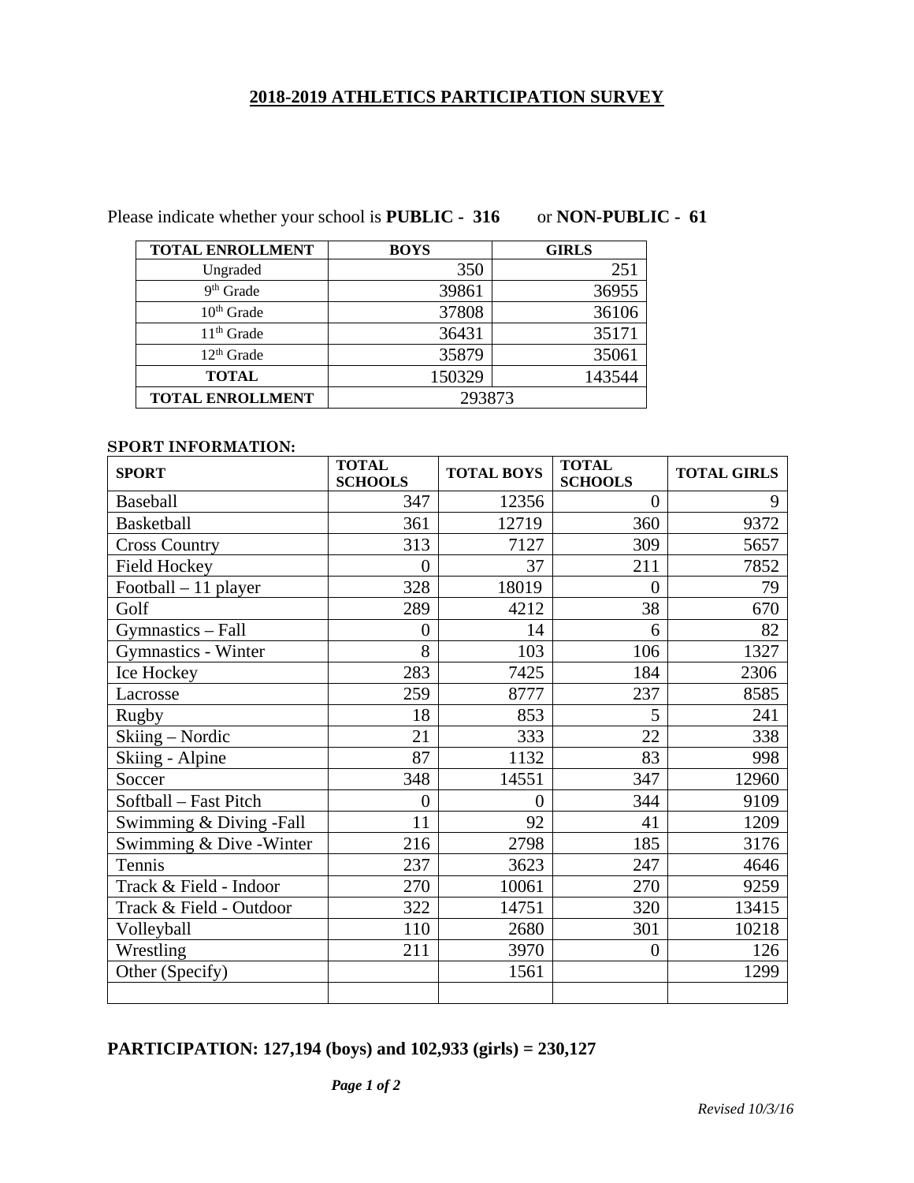# 2018-2019 ATHLETICS PARTICIPATION SURVEY

Please indicate whether your school is **PUBLIC - 316** or **NON-PUBLIC - 61**

| TOTAL ENROLLMENT | BOYS | GIRLS |
|---|---|---|
| Ungraded | 350 | 251 |
| 9th Grade | 39861 | 36955 |
| 10th Grade | 37808 | 36106 |
| 11th Grade | 36431 | 35171 |
| 12th Grade | 35879 | 35061 |
| **TOTAL** | 150329 | 143544 |
| **TOTAL ENROLLMENT** | 293873 | |

**SPORT INFORMATION:**

| SPORT | TOTAL SCHOOLS | TOTAL BOYS | TOTAL SCHOOLS | TOTAL GIRLS |
|---|---|---|---|---|
| Baseball | 347 | 12356 | 0 | 9 |
| Basketball | 361 | 12719 | 360 | 9372 |
| Cross Country | 313 | 7127 | 309 | 5657 |
| Field Hockey | 0 | 37 | 211 | 7852 |
| Football – 11 player | 328 | 18019 | 0 | 79 |
| Golf | 289 | 4212 | 38 | 670 |
| Gymnastics – Fall | 0 | 14 | 6 | 82 |
| Gymnastics - Winter | 8 | 103 | 106 | 1327 |
| Ice Hockey | 283 | 7425 | 184 | 2306 |
| Lacrosse | 259 | 8777 | 237 | 8585 |
| Rugby | 18 | 853 | 5 | 241 |
| Skiing – Nordic | 21 | 333 | 22 | 338 |
| Skiing - Alpine | 87 | 1132 | 83 | 998 |
| Soccer | 348 | 14551 | 347 | 12960 |
| Softball – Fast Pitch | 0 | 0 | 344 | 9109 |
| Swimming & Diving -Fall | 11 | 92 | 41 | 1209 |
| Swimming & Dive -Winter | 216 | 2798 | 185 | 3176 |
| Tennis | 237 | 3623 | 247 | 4646 |
| Track & Field - Indoor | 270 | 10061 | 270 | 9259 |
| Track & Field - Outdoor | 322 | 14751 | 320 | 13415 |
| Volleyball | 110 | 2680 | 301 | 10218 |
| Wrestling | 211 | 3970 | 0 | 126 |
| Other (Specify) | | 1561 | | 1299 |
| | | | | |

**PARTICIPATION: 127,194 (boys) and 102,933 (girls) = 230,127**

*Revised 10/3/16*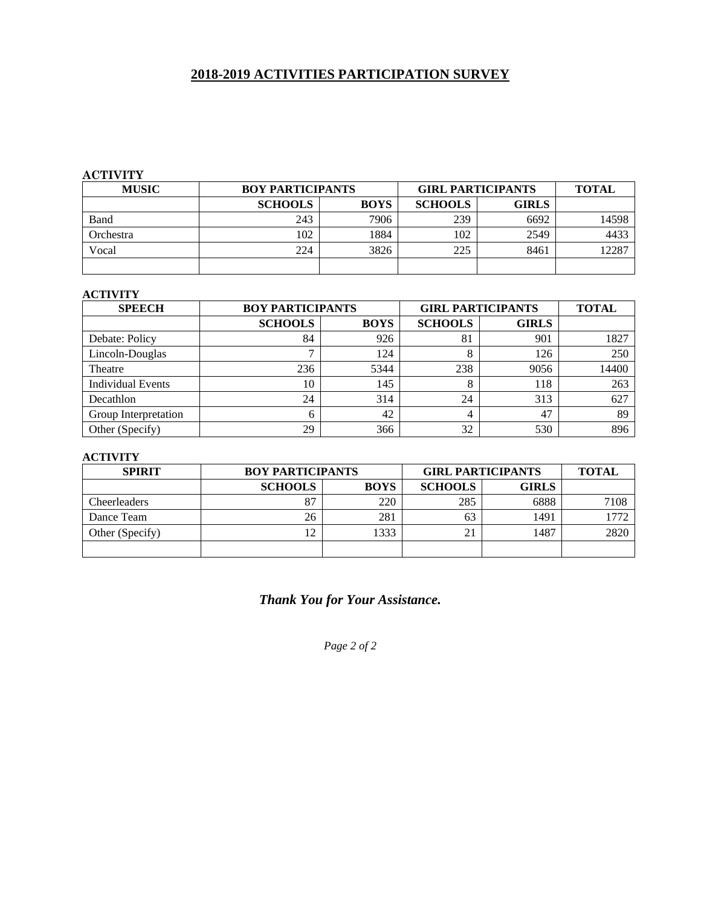# 2018-2019 ACTIVITIES PARTICIPATION SURVEY

**ACTIVITY**

| MUSIC | BOY PARTICIPANTS | | GIRL PARTICIPANTS | | TOTAL |
|---|---|---|---|---|---|
| | SCHOOLS | BOYS | SCHOOLS | GIRLS | |
| Band | 243 | 7906 | 239 | 6692 | 14598 |
| Orchestra | 102 | 1884 | 102 | 2549 | 4433 |
| Vocal | 224 | 3826 | 225 | 8461 | 12287 |
| | | | | | |

**ACTIVITY**

| SPEECH | BOY PARTICIPANTS | | GIRL PARTICIPANTS | | TOTAL |
|---|---|---|---|---|---|
| | SCHOOLS | BOYS | SCHOOLS | GIRLS | |
| Debate: Policy | 84 | 926 | 81 | 901 | 1827 |
| Lincoln-Douglas | 7 | 124 | 8 | 126 | 250 |
| Theatre | 236 | 5344 | 238 | 9056 | 14400 |
| Individual Events | 10 | 145 | 8 | 118 | 263 |
| Decathlon | 24 | 314 | 24 | 313 | 627 |
| Group Interpretation | 6 | 42 | 4 | 47 | 89 |
| Other (Specify) | 29 | 366 | 32 | 530 | 896 |

**ACTIVITY**

| SPIRIT | BOY PARTICIPANTS | | GIRL PARTICIPANTS | | TOTAL |
|---|---|---|---|---|---|
| | SCHOOLS | BOYS | SCHOOLS | GIRLS | |
| Cheerleaders | 87 | 220 | 285 | 6888 | 7108 |
| Dance Team | 26 | 281 | 63 | 1491 | 1772 |
| Other (Specify) | 12 | 1333 | 21 | 1487 | 2820 |
| | | | | | |

***Thank You for Your Assistance.***